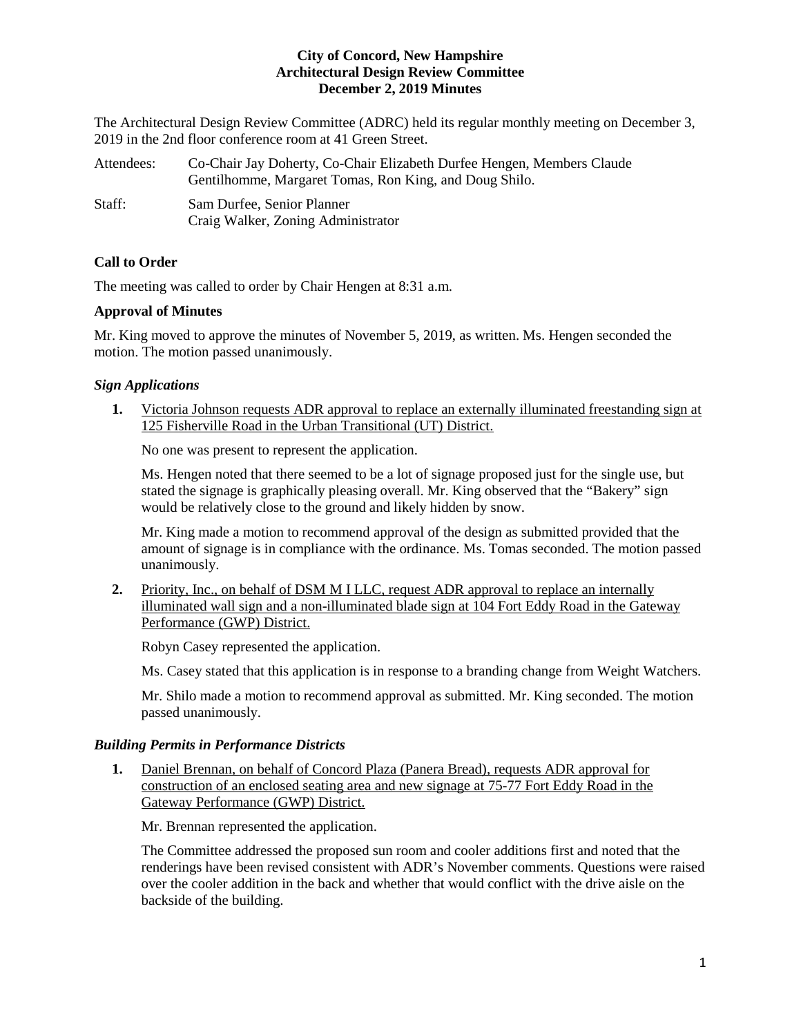**City of Concord, New Hampshire**
**Architectural Design Review Committee**
**December 2, 2019 Minutes**

The Architectural Design Review Committee (ADRC) held its regular monthly meeting on December 3, 2019 in the 2nd floor conference room at 41 Green Street.

Attendees: Co-Chair Jay Doherty, Co-Chair Elizabeth Durfee Hengen, Members Claude Gentilhomme, Margaret Tomas, Ron King, and Doug Shilo.

Staff: Sam Durfee, Senior Planner
Craig Walker, Zoning Administrator

**Call to Order**

The meeting was called to order by Chair Hengen at 8:31 a.m.

**Approval of Minutes**

Mr. King moved to approve the minutes of November 5, 2019, as written. Ms. Hengen seconded the motion. The motion passed unanimously.

***Sign Applications***

**1.** Victoria Johnson requests ADR approval to replace an externally illuminated freestanding sign at 125 Fisherville Road in the Urban Transitional (UT) District.

No one was present to represent the application.

Ms. Hengen noted that there seemed to be a lot of signage proposed just for the single use, but stated the signage is graphically pleasing overall. Mr. King observed that the "Bakery" sign would be relatively close to the ground and likely hidden by snow.

Mr. King made a motion to recommend approval of the design as submitted provided that the amount of signage is in compliance with the ordinance. Ms. Tomas seconded. The motion passed unanimously.

**2.** Priority, Inc., on behalf of DSM M I LLC, request ADR approval to replace an internally illuminated wall sign and a non-illuminated blade sign at 104 Fort Eddy Road in the Gateway Performance (GWP) District.

Robyn Casey represented the application.

Ms. Casey stated that this application is in response to a branding change from Weight Watchers.

Mr. Shilo made a motion to recommend approval as submitted. Mr. King seconded. The motion passed unanimously.

***Building Permits in Performance Districts***

**1.** Daniel Brennan, on behalf of Concord Plaza (Panera Bread), requests ADR approval for construction of an enclosed seating area and new signage at 75-77 Fort Eddy Road in the Gateway Performance (GWP) District.

Mr. Brennan represented the application.

The Committee addressed the proposed sun room and cooler additions first and noted that the renderings have been revised consistent with ADR's November comments. Questions were raised over the cooler addition in the back and whether that would conflict with the drive aisle on the backside of the building.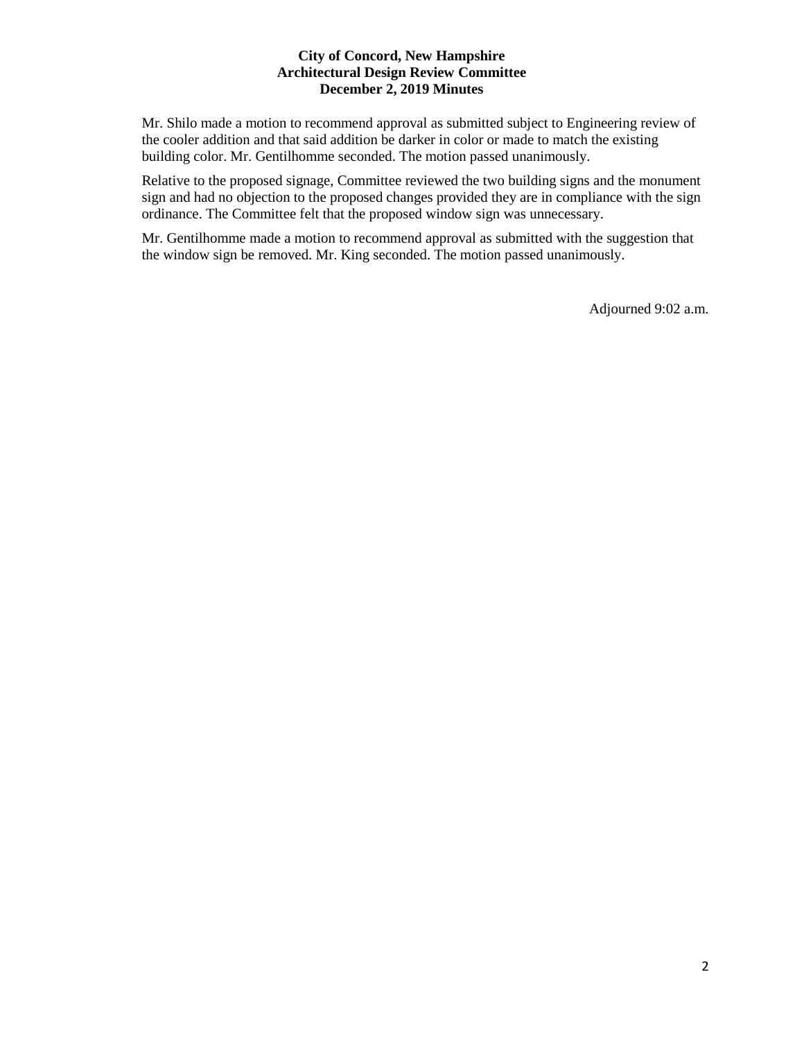Mr. Shilo made a motion to recommend approval as submitted subject to Engineering review of the cooler addition and that said addition be darker in color or made to match the existing building color. Mr. Gentilhomme seconded. The motion passed unanimously.

Relative to the proposed signage, Committee reviewed the two building signs and the monument sign and had no objection to the proposed changes provided they are in compliance with the sign ordinance. The Committee felt that the proposed window sign was unnecessary.

Mr. Gentilhomme made a motion to recommend approval as submitted with the suggestion that the window sign be removed. Mr. King seconded. The motion passed unanimously.

Adjourned 9:02 a.m.